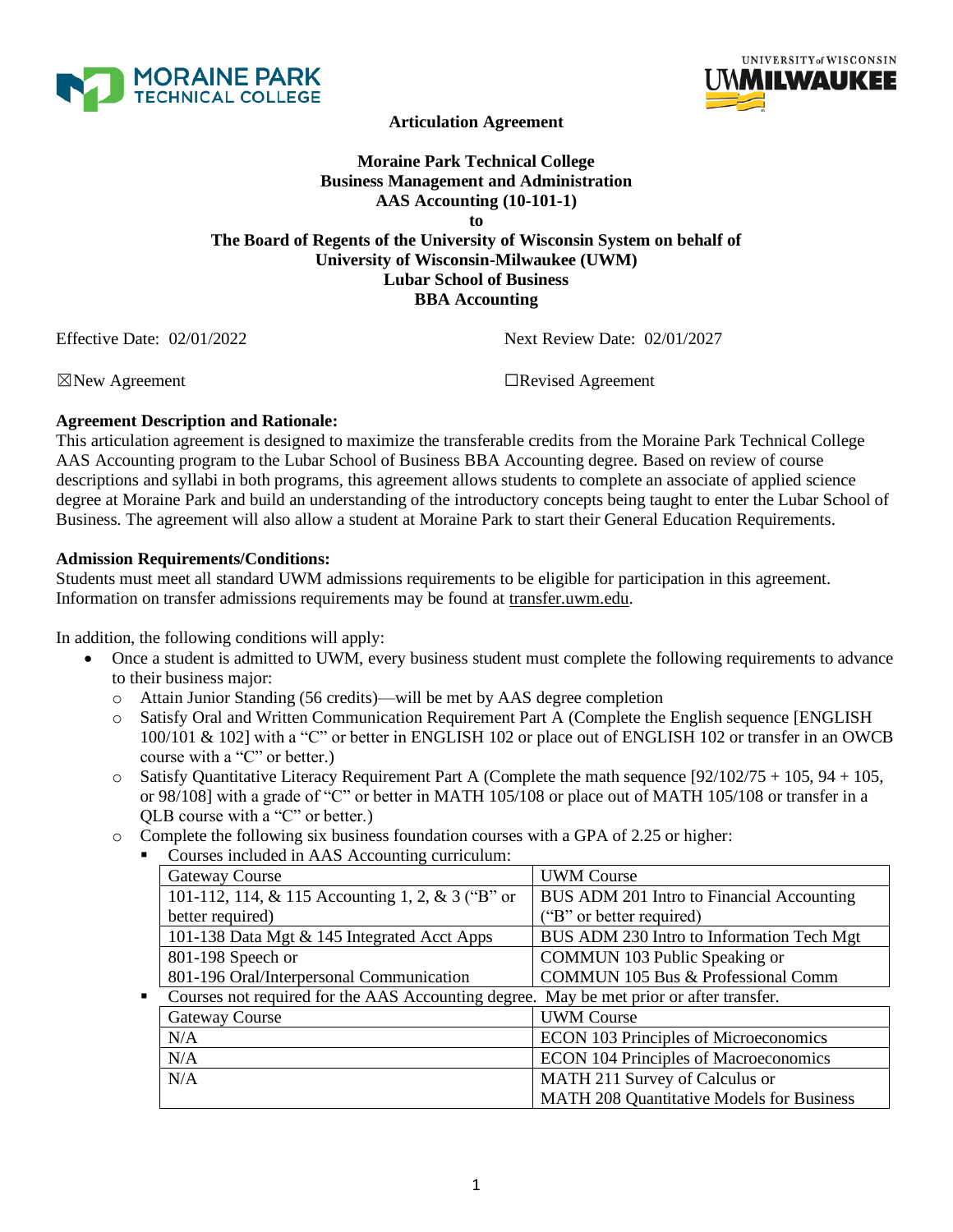# Articulation Agreement

**Moraine Park Technical College**
**Business Management and Administration**
**AAS Accounting (10-101-1)**
**to**
**The Board of Regents of the University of Wisconsin System on behalf of**
**University of Wisconsin-Milwaukee (UWM)**
**Lubar School of Business**
**BBA Accounting**

Effective Date: 02/01/2022 Next Review Date: 02/01/2027

☒New Agreement ☐Revised Agreement

**Agreement Description and Rationale:**
This articulation agreement is designed to maximize the transferable credits from the Moraine Park Technical College AAS Accounting program to the Lubar School of Business BBA Accounting degree. Based on review of course descriptions and syllabi in both programs, this agreement allows students to complete an associate of applied science degree at Moraine Park and build an understanding of the introductory concepts being taught to enter the Lubar School of Business. The agreement will also allow a student at Moraine Park to start their General Education Requirements.

**Admission Requirements/Conditions:**
Students must meet all standard UWM admissions requirements to be eligible for participation in this agreement. Information on transfer admissions requirements may be found at transfer.uwm.edu.

In addition, the following conditions will apply:

- Once a student is admitted to UWM, every business student must complete the following requirements to advance to their business major:
  - Attain Junior Standing (56 credits)—will be met by AAS degree completion
  - Satisfy Oral and Written Communication Requirement Part A (Complete the English sequence [ENGLISH 100/101 & 102] with a "C" or better in ENGLISH 102 or place out of ENGLISH 102 or transfer in an OWCB course with a "C" or better.)
  - Satisfy Quantitative Literacy Requirement Part A (Complete the math sequence [92/102/75 + 105, 94 + 105, or 98/108] with a grade of "C" or better in MATH 105/108 or place out of MATH 105/108 or transfer in a QLB course with a "C" or better.)
  - Complete the following six business foundation courses with a GPA of 2.25 or higher:
    - Courses included in AAS Accounting curriculum:

| Gateway Course | UWM Course |
|---|---|
| 101-112, 114, & 115 Accounting 1, 2, & 3 ("B" or better required) | BUS ADM 201 Intro to Financial Accounting ("B" or better required) |
| 101-138 Data Mgt & 145 Integrated Acct Apps | BUS ADM 230 Intro to Information Tech Mgt |
| 801-198 Speech or 801-196 Oral/Interpersonal Communication | COMMUN 103 Public Speaking or COMMUN 105 Bus & Professional Comm |

    - Courses not required for the AAS Accounting degree. May be met prior or after transfer.

| Gateway Course | UWM Course |
|---|---|
| N/A | ECON 103 Principles of Microeconomics |
| N/A | ECON 104 Principles of Macroeconomics |
| N/A | MATH 211 Survey of Calculus or MATH 208 Quantitative Models for Business |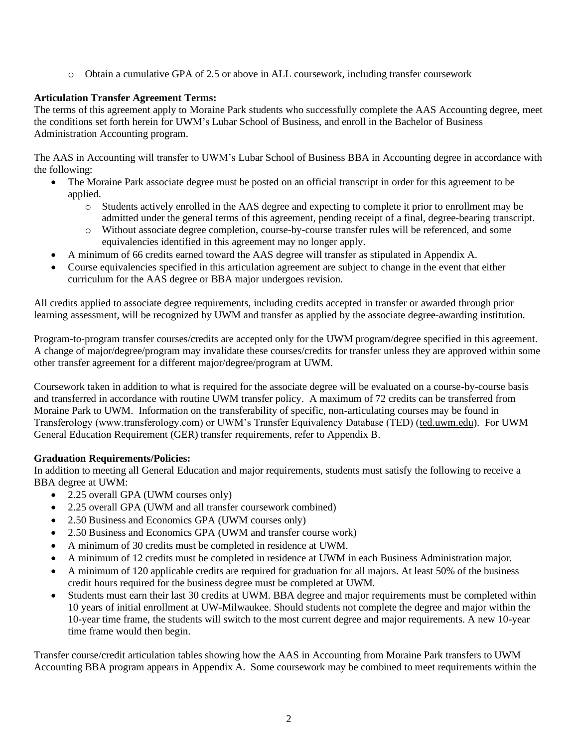- Obtain a cumulative GPA of 2.5 or above in ALL coursework, including transfer coursework

**Articulation Transfer Agreement Terms:**
The terms of this agreement apply to Moraine Park students who successfully complete the AAS Accounting degree, meet the conditions set forth herein for UWM's Lubar School of Business, and enroll in the Bachelor of Business Administration Accounting program.

The AAS in Accounting will transfer to UWM's Lubar School of Business BBA in Accounting degree in accordance with the following:

- The Moraine Park associate degree must be posted on an official transcript in order for this agreement to be applied.
  - Students actively enrolled in the AAS degree and expecting to complete it prior to enrollment may be admitted under the general terms of this agreement, pending receipt of a final, degree-bearing transcript.
  - Without associate degree completion, course-by-course transfer rules will be referenced, and some equivalencies identified in this agreement may no longer apply.
- A minimum of 66 credits earned toward the AAS degree will transfer as stipulated in Appendix A.
- Course equivalencies specified in this articulation agreement are subject to change in the event that either curriculum for the AAS degree or BBA major undergoes revision.

All credits applied to associate degree requirements, including credits accepted in transfer or awarded through prior learning assessment, will be recognized by UWM and transfer as applied by the associate degree-awarding institution.

Program-to-program transfer courses/credits are accepted only for the UWM program/degree specified in this agreement. A change of major/degree/program may invalidate these courses/credits for transfer unless they are approved within some other transfer agreement for a different major/degree/program at UWM.

Coursework taken in addition to what is required for the associate degree will be evaluated on a course-by-course basis and transferred in accordance with routine UWM transfer policy. A maximum of 72 credits can be transferred from Moraine Park to UWM. Information on the transferability of specific, non-articulating courses may be found in Transferology (www.transferology.com) or UWM's Transfer Equivalency Database (TED) (ted.uwm.edu). For UWM General Education Requirement (GER) transfer requirements, refer to Appendix B.

**Graduation Requirements/Policies:**
In addition to meeting all General Education and major requirements, students must satisfy the following to receive a BBA degree at UWM:

- 2.25 overall GPA (UWM courses only)
- 2.25 overall GPA (UWM and all transfer coursework combined)
- 2.50 Business and Economics GPA (UWM courses only)
- 2.50 Business and Economics GPA (UWM and transfer course work)
- A minimum of 30 credits must be completed in residence at UWM.
- A minimum of 12 credits must be completed in residence at UWM in each Business Administration major.
- A minimum of 120 applicable credits are required for graduation for all majors. At least 50% of the business credit hours required for the business degree must be completed at UWM.
- Students must earn their last 30 credits at UWM. BBA degree and major requirements must be completed within 10 years of initial enrollment at UW-Milwaukee. Should students not complete the degree and major within the 10-year time frame, the students will switch to the most current degree and major requirements. A new 10-year time frame would then begin.

Transfer course/credit articulation tables showing how the AAS in Accounting from Moraine Park transfers to UWM Accounting BBA program appears in Appendix A. Some coursework may be combined to meet requirements within the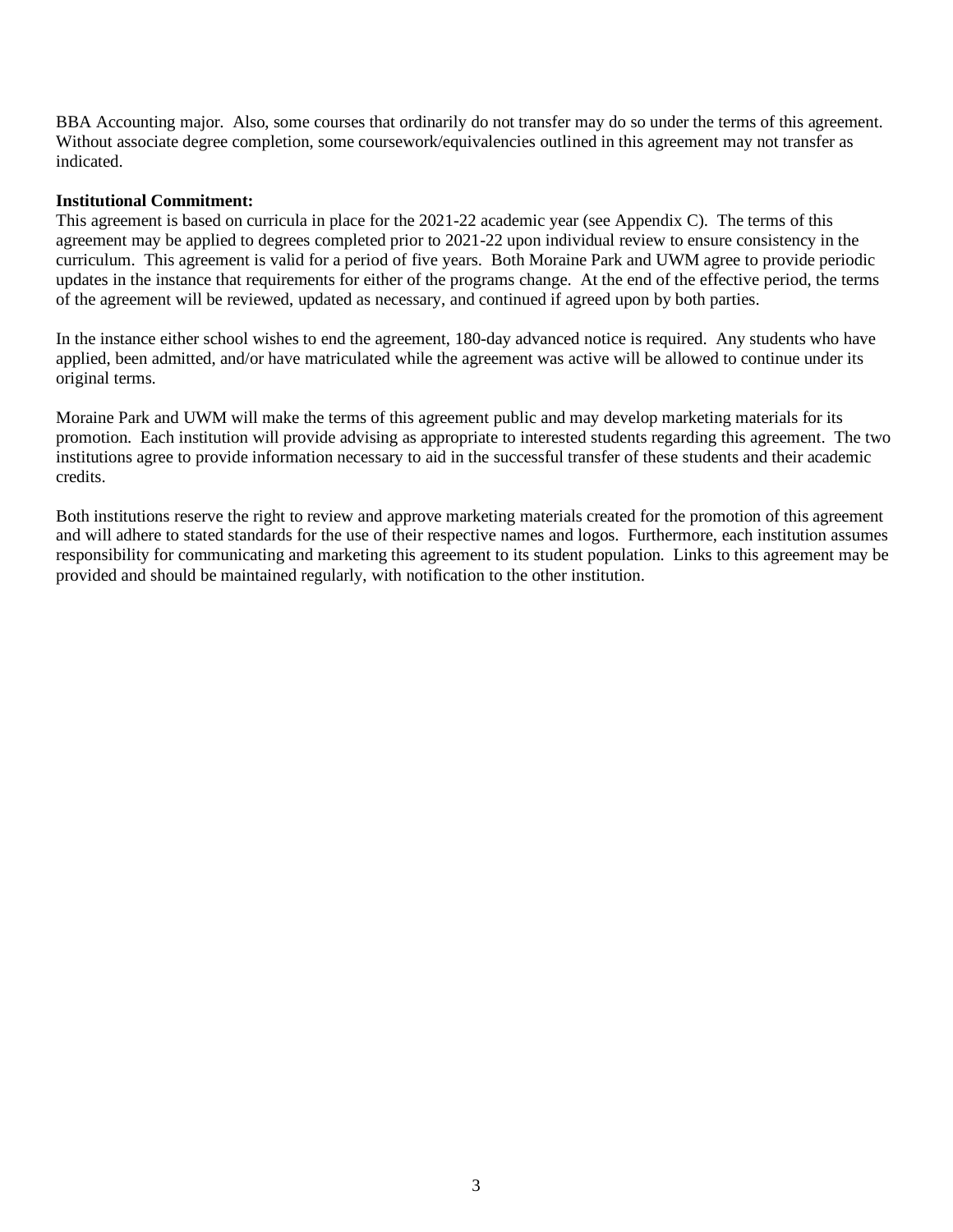BBA Accounting major. Also, some courses that ordinarily do not transfer may do so under the terms of this agreement. Without associate degree completion, some coursework/equivalencies outlined in this agreement may not transfer as indicated.

**Institutional Commitment:**

This agreement is based on curricula in place for the 2021-22 academic year (see Appendix C). The terms of this agreement may be applied to degrees completed prior to 2021-22 upon individual review to ensure consistency in the curriculum. This agreement is valid for a period of five years. Both Moraine Park and UWM agree to provide periodic updates in the instance that requirements for either of the programs change. At the end of the effective period, the terms of the agreement will be reviewed, updated as necessary, and continued if agreed upon by both parties.

In the instance either school wishes to end the agreement, 180-day advanced notice is required. Any students who have applied, been admitted, and/or have matriculated while the agreement was active will be allowed to continue under its original terms.

Moraine Park and UWM will make the terms of this agreement public and may develop marketing materials for its promotion. Each institution will provide advising as appropriate to interested students regarding this agreement. The two institutions agree to provide information necessary to aid in the successful transfer of these students and their academic credits.

Both institutions reserve the right to review and approve marketing materials created for the promotion of this agreement and will adhere to stated standards for the use of their respective names and logos. Furthermore, each institution assumes responsibility for communicating and marketing this agreement to its student population. Links to this agreement may be provided and should be maintained regularly, with notification to the other institution.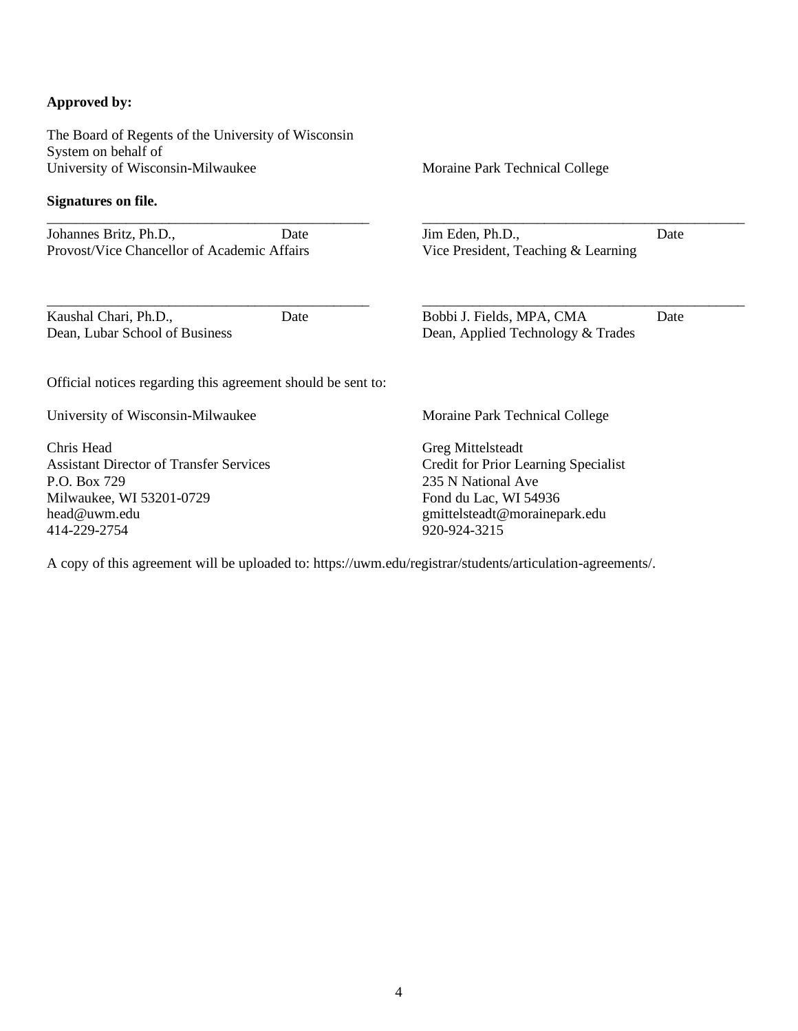**Approved by:**

The Board of Regents of the University of Wisconsin System on behalf of
University of Wisconsin-Milwaukee

**Signatures on file.**

\_\_\_\_\_\_\_\_\_\_\_\_\_\_\_\_\_\_\_\_\_\_\_\_\_\_\_\_\_\_\_\_\_\_\_\_\_\_\_\_\_\_\_\_
Johannes Britz, Ph.D., Date
Provost/Vice Chancellor of Academic Affairs

\_\_\_\_\_\_\_\_\_\_\_\_\_\_\_\_\_\_\_\_\_\_\_\_\_\_\_\_\_\_\_\_\_\_\_\_\_\_\_\_\_\_\_\_
Kaushal Chari, Ph.D., Date
Dean, Lubar School of Business

Moraine Park Technical College

\_\_\_\_\_\_\_\_\_\_\_\_\_\_\_\_\_\_\_\_\_\_\_\_\_\_\_\_\_\_\_\_\_\_\_\_\_\_\_\_\_\_\_\_
Jim Eden, Ph.D., Date
Vice President, Teaching & Learning

\_\_\_\_\_\_\_\_\_\_\_\_\_\_\_\_\_\_\_\_\_\_\_\_\_\_\_\_\_\_\_\_\_\_\_\_\_\_\_\_\_\_\_\_
Bobbi J. Fields, MPA, CMA Date
Dean, Applied Technology & Trades

Official notices regarding this agreement should be sent to:

University of Wisconsin-Milwaukee

Chris Head
Assistant Director of Transfer Services
P.O. Box 729
Milwaukee, WI 53201-0729
head@uwm.edu
414-229-2754

Moraine Park Technical College

Greg Mittelsteadt
Credit for Prior Learning Specialist
235 N National Ave
Fond du Lac, WI 54936
gmittelsteadt@morainepark.edu
920-924-3215

A copy of this agreement will be uploaded to: https://uwm.edu/registrar/students/articulation-agreements/.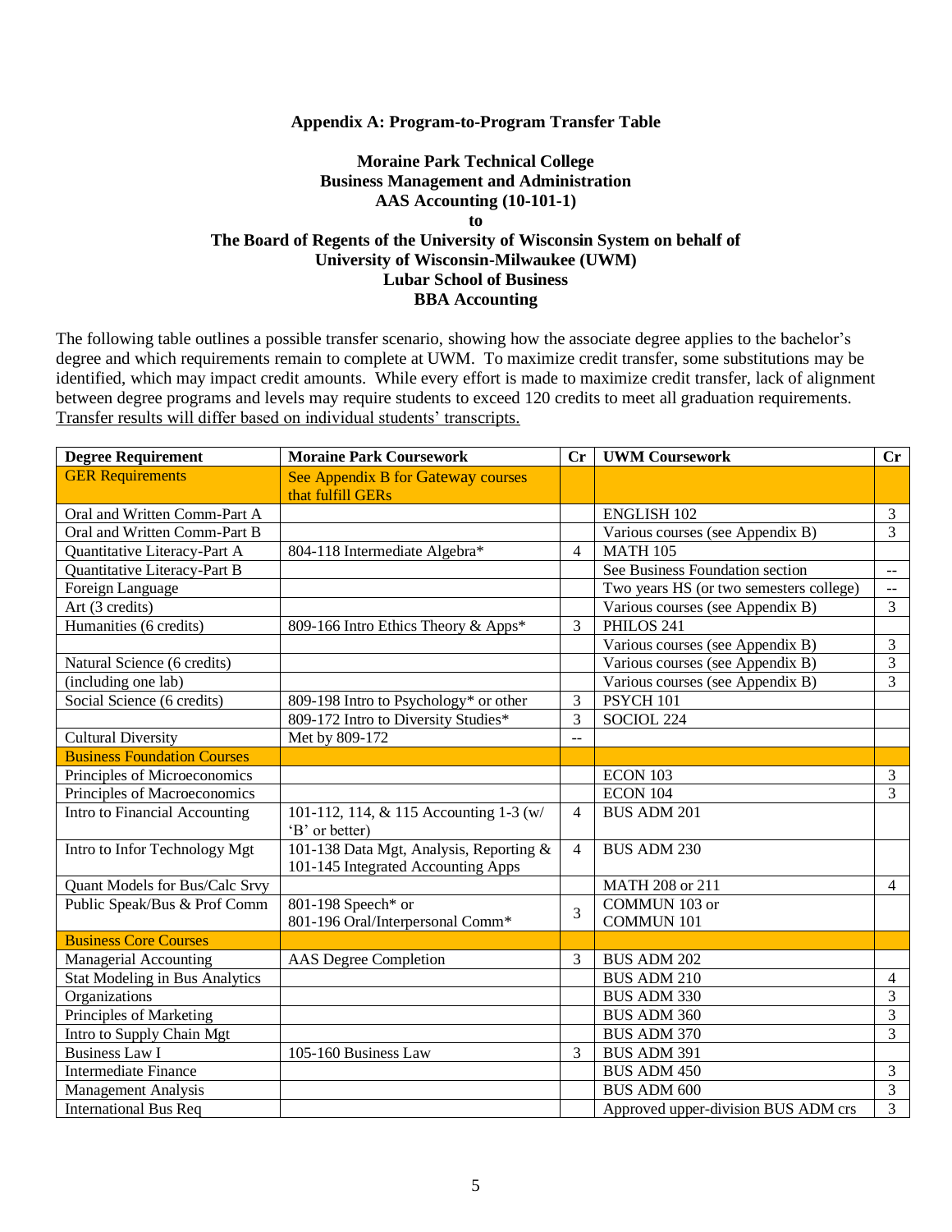## Appendix A: Program-to-Program Transfer Table

**Moraine Park Technical College**
**Business Management and Administration**
**AAS Accounting (10-101-1)**
**to**
**The Board of Regents of the University of Wisconsin System on behalf of**
**University of Wisconsin-Milwaukee (UWM)**
**Lubar School of Business**
**BBA Accounting**

The following table outlines a possible transfer scenario, showing how the associate degree applies to the bachelor's degree and which requirements remain to complete at UWM. To maximize credit transfer, some substitutions may be identified, which may impact credit amounts. While every effort is made to maximize credit transfer, lack of alignment between degree programs and levels may require students to exceed 120 credits to meet all graduation requirements. Transfer results will differ based on individual students' transcripts.

| Degree Requirement | Moraine Park Coursework | Cr | UWM Coursework | Cr |
|---|---|---|---|---|
| GER Requirements | See Appendix B for Gateway courses that fulfill GERs | | | |
| Oral and Written Comm-Part A | | | ENGLISH 102 | 3 |
| Oral and Written Comm-Part B | | | Various courses (see Appendix B) | 3 |
| Quantitative Literacy-Part A | 804-118 Intermediate Algebra* | 4 | MATH 105 | |
| Quantitative Literacy-Part B | | | See Business Foundation section | -- |
| Foreign Language | | | Two years HS (or two semesters college) | -- |
| Art (3 credits) | | | Various courses (see Appendix B) | 3 |
| Humanities (6 credits) | 809-166 Intro Ethics Theory & Apps* | 3 | PHILOS 241 | |
| | | | Various courses (see Appendix B) | 3 |
| Natural Science (6 credits) | | | Various courses (see Appendix B) | 3 |
| (including one lab) | | | Various courses (see Appendix B) | 3 |
| Social Science (6 credits) | 809-198 Intro to Psychology* or other | 3 | PSYCH 101 | |
| | 809-172 Intro to Diversity Studies* | 3 | SOCIOL 224 | |
| Cultural Diversity | Met by 809-172 | -- | | |
| Business Foundation Courses | | | | |
| Principles of Microeconomics | | | ECON 103 | 3 |
| Principles of Macroeconomics | | | ECON 104 | 3 |
| Intro to Financial Accounting | 101-112, 114, & 115 Accounting 1-3 (w/ 'B' or better) | 4 | BUS ADM 201 | |
| Intro to Infor Technology Mgt | 101-138 Data Mgt, Analysis, Reporting & 101-145 Integrated Accounting Apps | 4 | BUS ADM 230 | |
| Quant Models for Bus/Calc Srvy | | | MATH 208 or 211 | 4 |
| Public Speak/Bus & Prof Comm | 801-198 Speech* or 801-196 Oral/Interpersonal Comm* | 3 | COMMUN 103 or COMMUN 101 | |
| Business Core Courses | | | | |
| Managerial Accounting | AAS Degree Completion | 3 | BUS ADM 202 | |
| Stat Modeling in Bus Analytics | | | BUS ADM 210 | 4 |
| Organizations | | | BUS ADM 330 | 3 |
| Principles of Marketing | | | BUS ADM 360 | 3 |
| Intro to Supply Chain Mgt | | | BUS ADM 370 | 3 |
| Business Law I | 105-160 Business Law | 3 | BUS ADM 391 | |
| Intermediate Finance | | | BUS ADM 450 | 3 |
| Management Analysis | | | BUS ADM 600 | 3 |
| International Bus Req | | | Approved upper-division BUS ADM crs | 3 |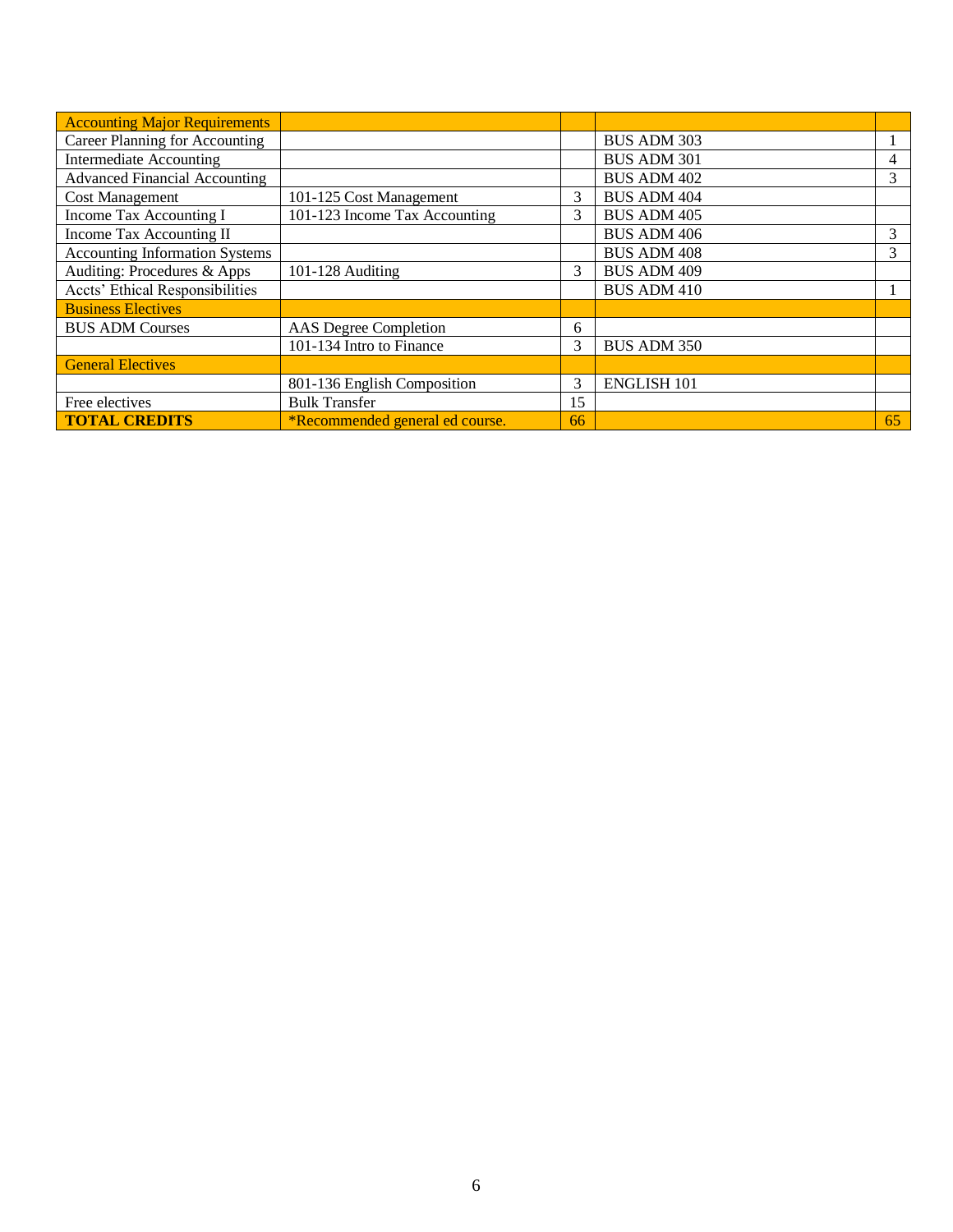| Accounting Major Requirements | | | | |
|---|---|---|---|---|
| Career Planning for Accounting | | | BUS ADM 303 | 1 |
| Intermediate Accounting | | | BUS ADM 301 | 4 |
| Advanced Financial Accounting | | | BUS ADM 402 | 3 |
| Cost Management | 101-125 Cost Management | 3 | BUS ADM 404 | |
| Income Tax Accounting I | 101-123 Income Tax Accounting | 3 | BUS ADM 405 | |
| Income Tax Accounting II | | | BUS ADM 406 | 3 |
| Accounting Information Systems | | | BUS ADM 408 | 3 |
| Auditing: Procedures & Apps | 101-128 Auditing | 3 | BUS ADM 409 | |
| Accts' Ethical Responsibilities | | | BUS ADM 410 | 1 |
| Business Electives | | | | |
| BUS ADM Courses | AAS Degree Completion | 6 | | |
| | 101-134 Intro to Finance | 3 | BUS ADM 350 | |
| General Electives | | | | |
| | 801-136 English Composition | 3 | ENGLISH 101 | |
| Free electives | Bulk Transfer | 15 | | |
| **TOTAL CREDITS** | *Recommended general ed course. | 66 | | 65 |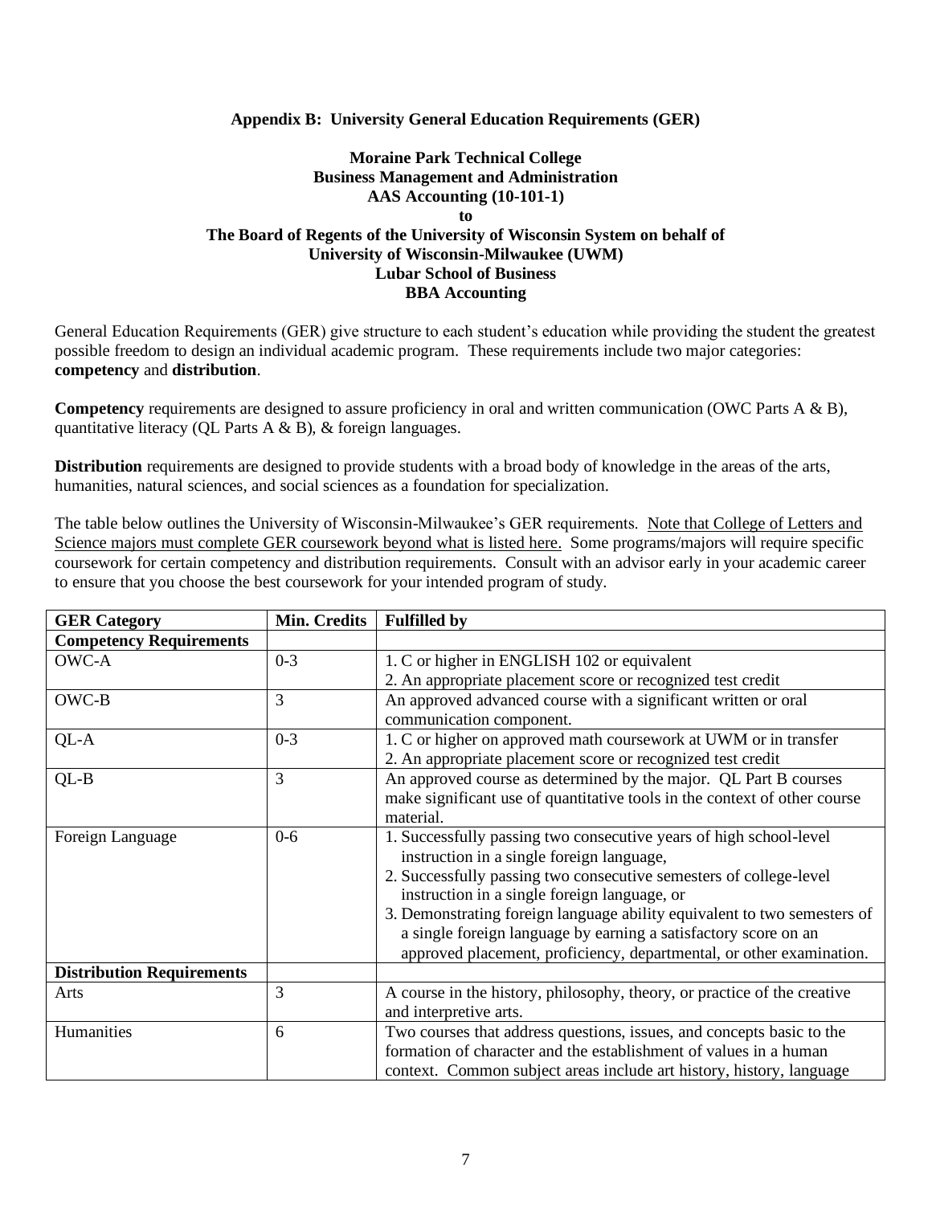**Appendix B: University General Education Requirements (GER)**

**Moraine Park Technical College**
**Business Management and Administration**
**AAS Accounting (10-101-1)**
**to**
**The Board of Regents of the University of Wisconsin System on behalf of**
**University of Wisconsin-Milwaukee (UWM)**
**Lubar School of Business**
**BBA Accounting**

General Education Requirements (GER) give structure to each student's education while providing the student the greatest possible freedom to design an individual academic program. These requirements include two major categories: **competency** and **distribution**.

**Competency** requirements are designed to assure proficiency in oral and written communication (OWC Parts A & B), quantitative literacy (QL Parts A & B), & foreign languages.

**Distribution** requirements are designed to provide students with a broad body of knowledge in the areas of the arts, humanities, natural sciences, and social sciences as a foundation for specialization.

The table below outlines the University of Wisconsin-Milwaukee's GER requirements. Note that College of Letters and Science majors must complete GER coursework beyond what is listed here. Some programs/majors will require specific coursework for certain competency and distribution requirements. Consult with an advisor early in your academic career to ensure that you choose the best coursework for your intended program of study.

| GER Category | Min. Credits | Fulfilled by |
|---|---|---|
| **Competency Requirements** | | |
| OWC-A | 0-3 | 1. C or higher in ENGLISH 102 or equivalent<br>2. An appropriate placement score or recognized test credit |
| OWC-B | 3 | An approved advanced course with a significant written or oral communication component. |
| QL-A | 0-3 | 1. C or higher on approved math coursework at UWM or in transfer<br>2. An appropriate placement score or recognized test credit |
| QL-B | 3 | An approved course as determined by the major. QL Part B courses make significant use of quantitative tools in the context of other course material. |
| Foreign Language | 0-6 | 1. Successfully passing two consecutive years of high school-level instruction in a single foreign language,<br>2. Successfully passing two consecutive semesters of college-level instruction in a single foreign language, or<br>3. Demonstrating foreign language ability equivalent to two semesters of a single foreign language by earning a satisfactory score on an approved placement, proficiency, departmental, or other examination. |
| **Distribution Requirements** | | |
| Arts | 3 | A course in the history, philosophy, theory, or practice of the creative and interpretive arts. |
| Humanities | 6 | Two courses that address questions, issues, and concepts basic to the formation of character and the establishment of values in a human context. Common subject areas include art history, history, language |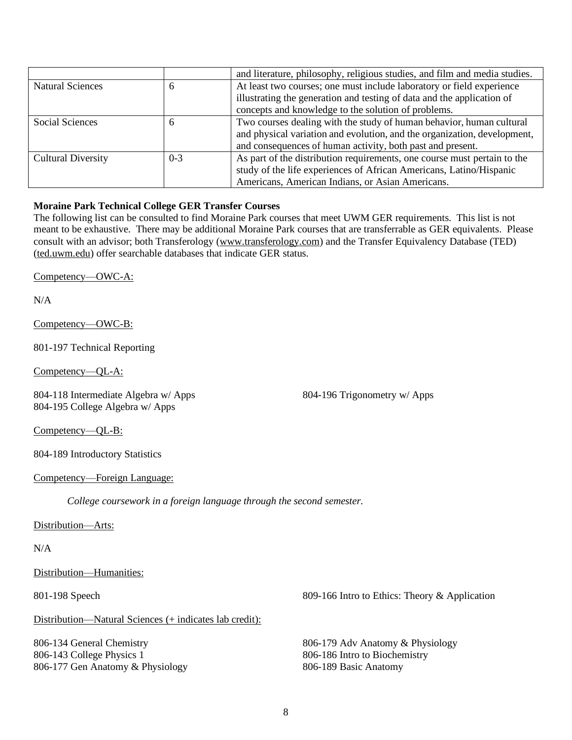| | | |
|---|---|---|
| | | and literature, philosophy, religious studies, and film and media studies. |
| Natural Sciences | 6 | At least two courses; one must include laboratory or field experience illustrating the generation and testing of data and the application of concepts and knowledge to the solution of problems. |
| Social Sciences | 6 | Two courses dealing with the study of human behavior, human cultural and physical variation and evolution, and the organization, development, and consequences of human activity, both past and present. |
| Cultural Diversity | 0-3 | As part of the distribution requirements, one course must pertain to the study of the life experiences of African Americans, Latino/Hispanic Americans, American Indians, or Asian Americans. |

**Moraine Park Technical College GER Transfer Courses**

The following list can be consulted to find Moraine Park courses that meet UWM GER requirements. This list is not meant to be exhaustive. There may be additional Moraine Park courses that are transferrable as GER equivalents. Please consult with an advisor; both Transferology (www.transferology.com) and the Transfer Equivalency Database (TED) (ted.uwm.edu) offer searchable databases that indicate GER status.

Competency—OWC-A:

N/A

Competency—OWC-B:

801-197 Technical Reporting

Competency—QL-A:

804-118 Intermediate Algebra w/ Apps
804-195 College Algebra w/ Apps
804-196 Trigonometry w/ Apps

Competency—QL-B:

804-189 Introductory Statistics

Competency—Foreign Language:

*College coursework in a foreign language through the second semester.*

Distribution—Arts:

N/A

Distribution—Humanities:

801-198 Speech
809-166 Intro to Ethics: Theory & Application

Distribution—Natural Sciences (+ indicates lab credit):

806-134 General Chemistry
806-143 College Physics 1
806-177 Gen Anatomy & Physiology
806-179 Adv Anatomy & Physiology
806-186 Intro to Biochemistry
806-189 Basic Anatomy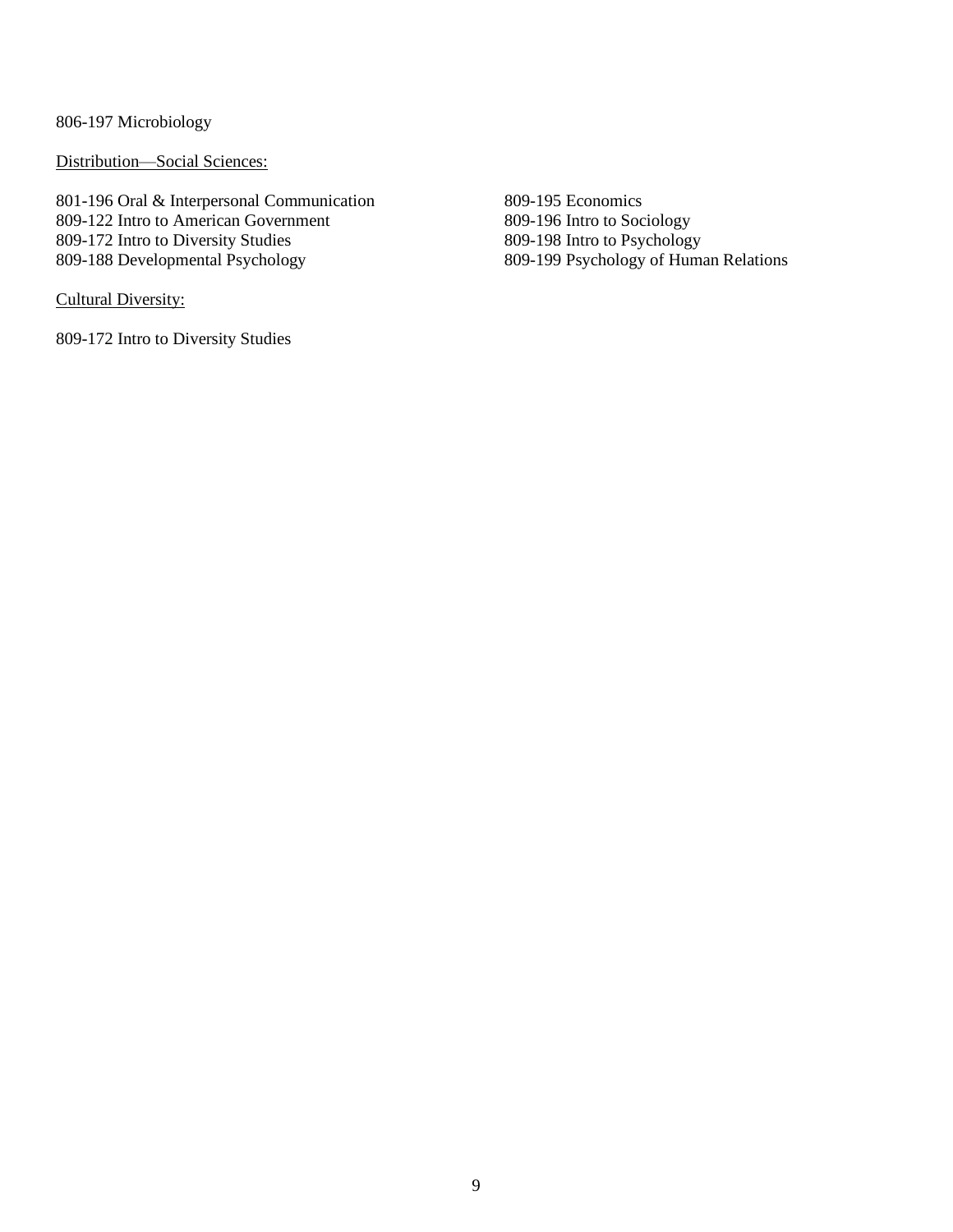806-197 Microbiology

<u>Distribution—Social Sciences:</u>

801-196 Oral & Interpersonal Communication
809-122 Intro to American Government
809-172 Intro to Diversity Studies
809-188 Developmental Psychology
809-195 Economics
809-196 Intro to Sociology
809-198 Intro to Psychology
809-199 Psychology of Human Relations

<u>Cultural Diversity:</u>

809-172 Intro to Diversity Studies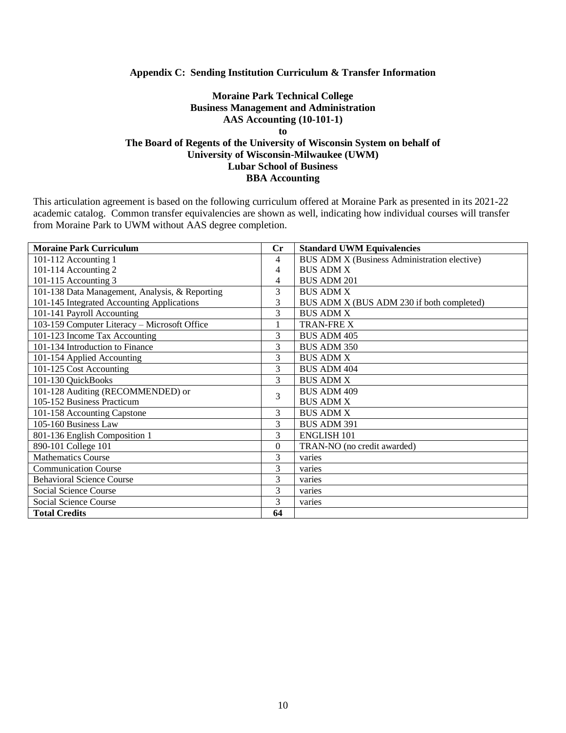**Appendix C: Sending Institution Curriculum & Transfer Information**

**Moraine Park Technical College**
**Business Management and Administration**
**AAS Accounting (10-101-1)**
**to**
**The Board of Regents of the University of Wisconsin System on behalf of**
**University of Wisconsin-Milwaukee (UWM)**
**Lubar School of Business**
**BBA Accounting**

This articulation agreement is based on the following curriculum offered at Moraine Park as presented in its 2021-22 academic catalog. Common transfer equivalencies are shown as well, indicating how individual courses will transfer from Moraine Park to UWM without AAS degree completion.

| **Moraine Park Curriculum** | **Cr** | **Standard UWM Equivalencies** |
|---|---|---|
| 101-112 Accounting 1 | 4 | BUS ADM X (Business Administration elective) |
| 101-114 Accounting 2 | 4 | BUS ADM X |
| 101-115 Accounting 3 | 4 | BUS ADM 201 |
| 101-138 Data Management, Analysis, & Reporting | 3 | BUS ADM X |
| 101-145 Integrated Accounting Applications | 3 | BUS ADM X (BUS ADM 230 if both completed) |
| 101-141 Payroll Accounting | 3 | BUS ADM X |
| 103-159 Computer Literacy – Microsoft Office | 1 | TRAN-FRE X |
| 101-123 Income Tax Accounting | 3 | BUS ADM 405 |
| 101-134 Introduction to Finance | 3 | BUS ADM 350 |
| 101-154 Applied Accounting | 3 | BUS ADM X |
| 101-125 Cost Accounting | 3 | BUS ADM 404 |
| 101-130 QuickBooks | 3 | BUS ADM X |
| 101-128 Auditing (RECOMMENDED) or<br>105-152 Business Practicum | 3 | BUS ADM 409<br>BUS ADM X |
| 101-158 Accounting Capstone | 3 | BUS ADM X |
| 105-160 Business Law | 3 | BUS ADM 391 |
| 801-136 English Composition 1 | 3 | ENGLISH 101 |
| 890-101 College 101 | 0 | TRAN-NO (no credit awarded) |
| Mathematics Course | 3 | varies |
| Communication Course | 3 | varies |
| Behavioral Science Course | 3 | varies |
| Social Science Course | 3 | varies |
| Social Science Course | 3 | varies |
| **Total Credits** | **64** | |